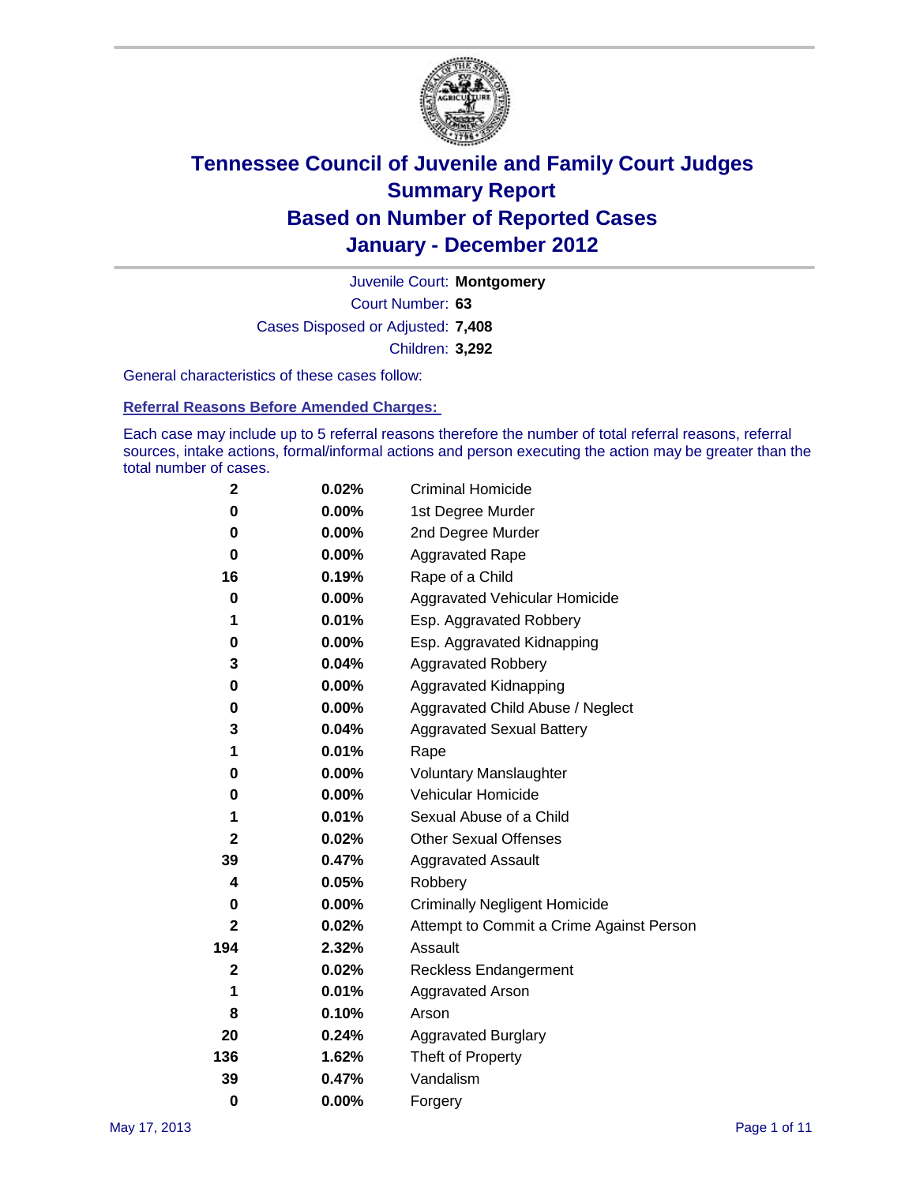# Tennessee Council of Juvenile and Family Court Judges
## Summary Report
## Based on Number of Reported Cases
## January - December 2012

Juvenile Court: **Montgomery**

Court Number: **63**

Cases Disposed or Adjusted: **7,408**

Children: **3,292**

General characteristics of these cases follow:

### Referral Reasons Before Amended Charges:

Each case may include up to 5 referral reasons therefore the number of total referral reasons, referral sources, intake actions, formal/informal actions and person executing the action may be greater than the total number of cases.

| Count | Percent | Referral Reason |
|---|---|---|
| 2 | 0.02% | Criminal Homicide |
| 0 | 0.00% | 1st Degree Murder |
| 0 | 0.00% | 2nd Degree Murder |
| 0 | 0.00% | Aggravated Rape |
| 16 | 0.19% | Rape of a Child |
| 0 | 0.00% | Aggravated Vehicular Homicide |
| 1 | 0.01% | Esp. Aggravated Robbery |
| 0 | 0.00% | Esp. Aggravated Kidnapping |
| 3 | 0.04% | Aggravated Robbery |
| 0 | 0.00% | Aggravated Kidnapping |
| 0 | 0.00% | Aggravated Child Abuse / Neglect |
| 3 | 0.04% | Aggravated Sexual Battery |
| 1 | 0.01% | Rape |
| 0 | 0.00% | Voluntary Manslaughter |
| 0 | 0.00% | Vehicular Homicide |
| 1 | 0.01% | Sexual Abuse of a Child |
| 2 | 0.02% | Other Sexual Offenses |
| 39 | 0.47% | Aggravated Assault |
| 4 | 0.05% | Robbery |
| 0 | 0.00% | Criminally Negligent Homicide |
| 2 | 0.02% | Attempt to Commit a Crime Against Person |
| 194 | 2.32% | Assault |
| 2 | 0.02% | Reckless Endangerment |
| 1 | 0.01% | Aggravated Arson |
| 8 | 0.10% | Arson |
| 20 | 0.24% | Aggravated Burglary |
| 136 | 1.62% | Theft of Property |
| 39 | 0.47% | Vandalism |
| 0 | 0.00% | Forgery |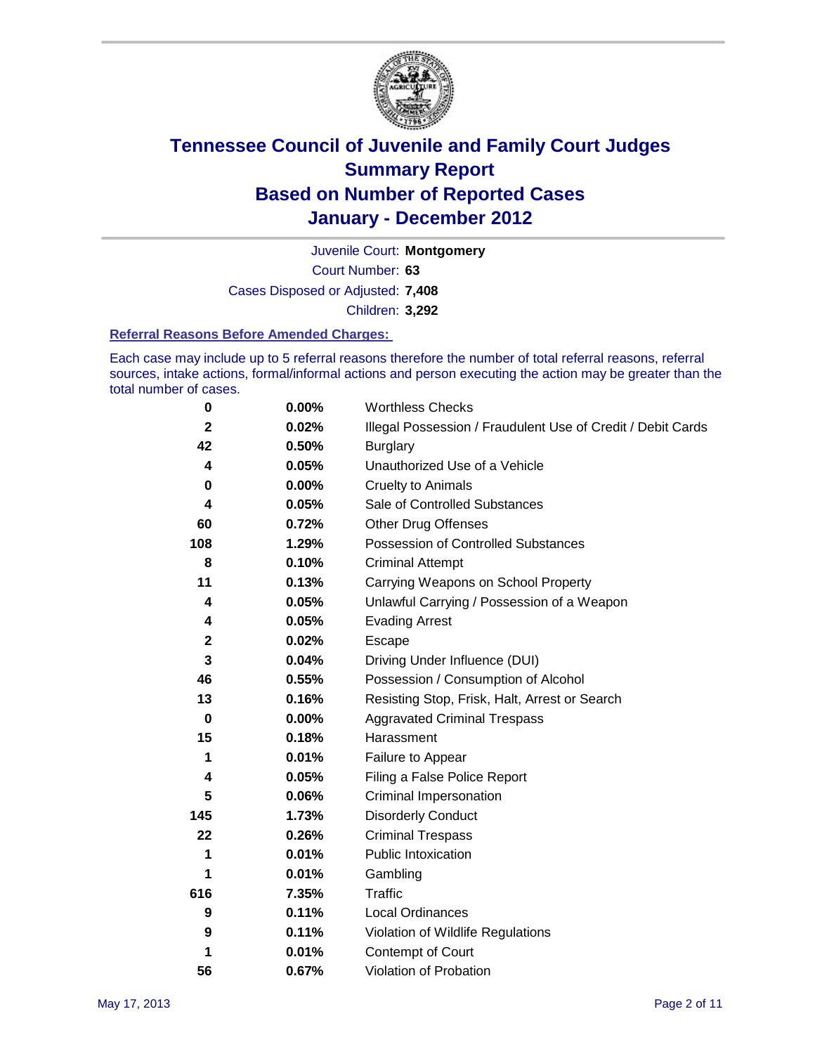# Tennessee Council of Juvenile and Family Court Judges
# Summary Report
# Based on Number of Reported Cases
# January - December 2012

Juvenile Court: **Montgomery**

Court Number: **63**

Cases Disposed or Adjusted: **7,408**

Children: **3,292**

### Referral Reasons Before Amended Charges:

Each case may include up to 5 referral reasons therefore the number of total referral reasons, referral sources, intake actions, formal/informal actions and person executing the action may be greater than the total number of cases.

| | | |
|---|---|---|
| 0 | 0.00% | Worthless Checks |
| 2 | 0.02% | Illegal Possession / Fraudulent Use of Credit / Debit Cards |
| 42 | 0.50% | Burglary |
| 4 | 0.05% | Unauthorized Use of a Vehicle |
| 0 | 0.00% | Cruelty to Animals |
| 4 | 0.05% | Sale of Controlled Substances |
| 60 | 0.72% | Other Drug Offenses |
| 108 | 1.29% | Possession of Controlled Substances |
| 8 | 0.10% | Criminal Attempt |
| 11 | 0.13% | Carrying Weapons on School Property |
| 4 | 0.05% | Unlawful Carrying / Possession of a Weapon |
| 4 | 0.05% | Evading Arrest |
| 2 | 0.02% | Escape |
| 3 | 0.04% | Driving Under Influence (DUI) |
| 46 | 0.55% | Possession / Consumption of Alcohol |
| 13 | 0.16% | Resisting Stop, Frisk, Halt, Arrest or Search |
| 0 | 0.00% | Aggravated Criminal Trespass |
| 15 | 0.18% | Harassment |
| 1 | 0.01% | Failure to Appear |
| 4 | 0.05% | Filing a False Police Report |
| 5 | 0.06% | Criminal Impersonation |
| 145 | 1.73% | Disorderly Conduct |
| 22 | 0.26% | Criminal Trespass |
| 1 | 0.01% | Public Intoxication |
| 1 | 0.01% | Gambling |
| 616 | 7.35% | Traffic |
| 9 | 0.11% | Local Ordinances |
| 9 | 0.11% | Violation of Wildlife Regulations |
| 1 | 0.01% | Contempt of Court |
| 56 | 0.67% | Violation of Probation |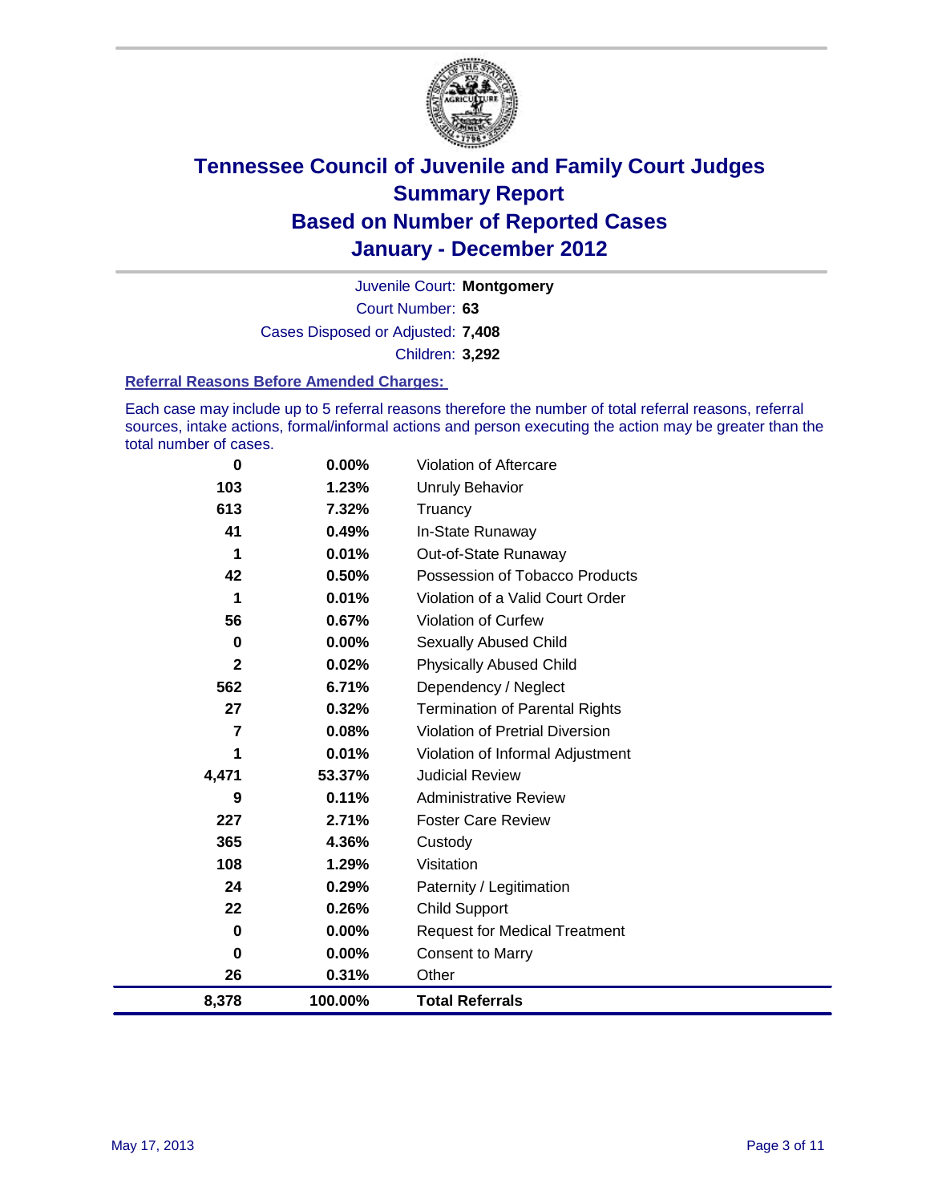# Tennessee Council of Juvenile and Family Court Judges
## Summary Report
## Based on Number of Reported Cases
## January - December 2012

Juvenile Court: **Montgomery**

Court Number: **63**

Cases Disposed or Adjusted: **7,408**

Children: **3,292**

### Referral Reasons Before Amended Charges:

Each case may include up to 5 referral reasons therefore the number of total referral reasons, referral sources, intake actions, formal/informal actions and person executing the action may be greater than the total number of cases.

| | | |
|---|---|---|
| 0 | 0.00% | Violation of Aftercare |
| 103 | 1.23% | Unruly Behavior |
| 613 | 7.32% | Truancy |
| 41 | 0.49% | In-State Runaway |
| 1 | 0.01% | Out-of-State Runaway |
| 42 | 0.50% | Possession of Tobacco Products |
| 1 | 0.01% | Violation of a Valid Court Order |
| 56 | 0.67% | Violation of Curfew |
| 0 | 0.00% | Sexually Abused Child |
| 2 | 0.02% | Physically Abused Child |
| 562 | 6.71% | Dependency / Neglect |
| 27 | 0.32% | Termination of Parental Rights |
| 7 | 0.08% | Violation of Pretrial Diversion |
| 1 | 0.01% | Violation of Informal Adjustment |
| 4,471 | 53.37% | Judicial Review |
| 9 | 0.11% | Administrative Review |
| 227 | 2.71% | Foster Care Review |
| 365 | 4.36% | Custody |
| 108 | 1.29% | Visitation |
| 24 | 0.29% | Paternity / Legitimation |
| 22 | 0.26% | Child Support |
| 0 | 0.00% | Request for Medical Treatment |
| 0 | 0.00% | Consent to Marry |
| 26 | 0.31% | Other |
| **8,378** | **100.00%** | **Total Referrals** |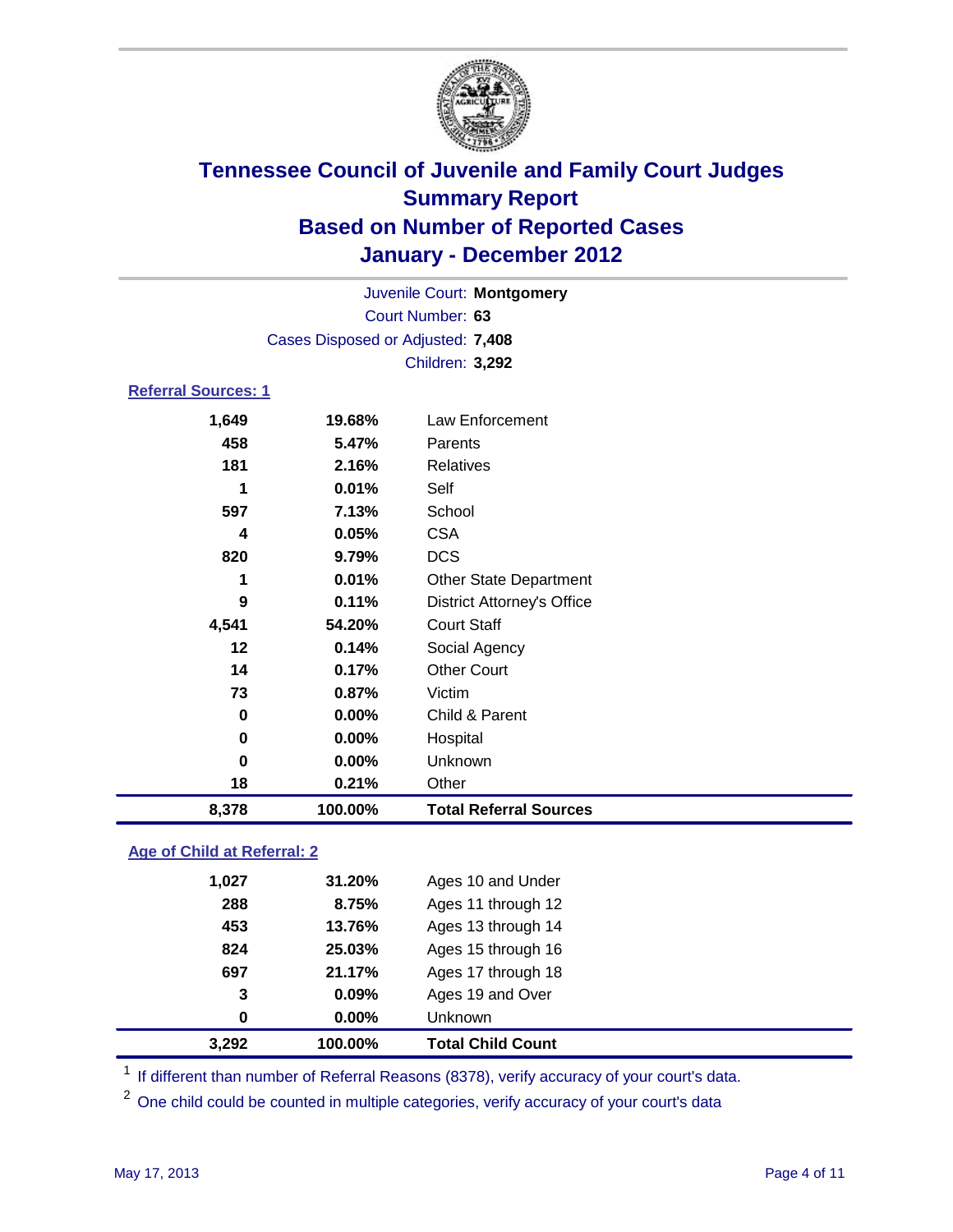# Tennessee Council of Juvenile and Family Court Judges
## Summary Report
## Based on Number of Reported Cases
## January - December 2012

Juvenile Court: **Montgomery**
Court Number: **63**
Cases Disposed or Adjusted: **7,408**
Children: **3,292**

### Referral Sources: 1

| | | |
|---|---|---|
| 1,649 | 19.68% | Law Enforcement |
| 458 | 5.47% | Parents |
| 181 | 2.16% | Relatives |
| 1 | 0.01% | Self |
| 597 | 7.13% | School |
| 4 | 0.05% | CSA |
| 820 | 9.79% | DCS |
| 1 | 0.01% | Other State Department |
| 9 | 0.11% | District Attorney's Office |
| 4,541 | 54.20% | Court Staff |
| 12 | 0.14% | Social Agency |
| 14 | 0.17% | Other Court |
| 73 | 0.87% | Victim |
| 0 | 0.00% | Child & Parent |
| 0 | 0.00% | Hospital |
| 0 | 0.00% | Unknown |
| 18 | 0.21% | Other |
| **8,378** | **100.00%** | **Total Referral Sources** |

### Age of Child at Referral: 2

| | | |
|---|---|---|
| 1,027 | 31.20% | Ages 10 and Under |
| 288 | 8.75% | Ages 11 through 12 |
| 453 | 13.76% | Ages 13 through 14 |
| 824 | 25.03% | Ages 15 through 16 |
| 697 | 21.17% | Ages 17 through 18 |
| 3 | 0.09% | Ages 19 and Over |
| 0 | 0.00% | Unknown |
| **3,292** | **100.00%** | **Total Child Count** |

[1] If different than number of Referral Reasons (8378), verify accuracy of your court's data.

[2] One child could be counted in multiple categories, verify accuracy of your court's data

May 17, 2013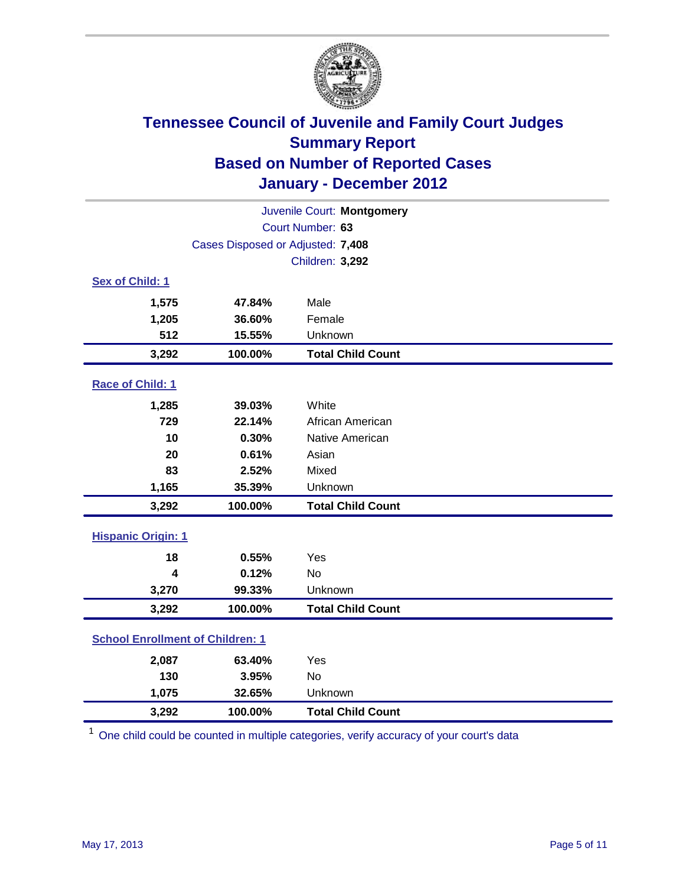# Tennessee Council of Juvenile and Family Court Judges
## Summary Report
## Based on Number of Reported Cases
## January - December 2012

Juvenile Court: **Montgomery**
Court Number: **63**
Cases Disposed or Adjusted: **7,408**
Children: **3,292**

### Sex of Child: 1

| | | |
|---|---|---|
| 1,575 | 47.84% | Male |
| 1,205 | 36.60% | Female |
| 512 | 15.55% | Unknown |
| **3,292** | **100.00%** | **Total Child Count** |

### Race of Child: 1

| | | |
|---|---|---|
| 1,285 | 39.03% | White |
| 729 | 22.14% | African American |
| 10 | 0.30% | Native American |
| 20 | 0.61% | Asian |
| 83 | 2.52% | Mixed |
| 1,165 | 35.39% | Unknown |
| **3,292** | **100.00%** | **Total Child Count** |

### Hispanic Origin: 1

| | | |
|---|---|---|
| 18 | 0.55% | Yes |
| 4 | 0.12% | No |
| 3,270 | 99.33% | Unknown |
| **3,292** | **100.00%** | **Total Child Count** |

### School Enrollment of Children: 1

| | | |
|---|---|---|
| 2,087 | 63.40% | Yes |
| 130 | 3.95% | No |
| 1,075 | 32.65% | Unknown |
| **3,292** | **100.00%** | **Total Child Count** |

[1] One child could be counted in multiple categories, verify accuracy of your court's data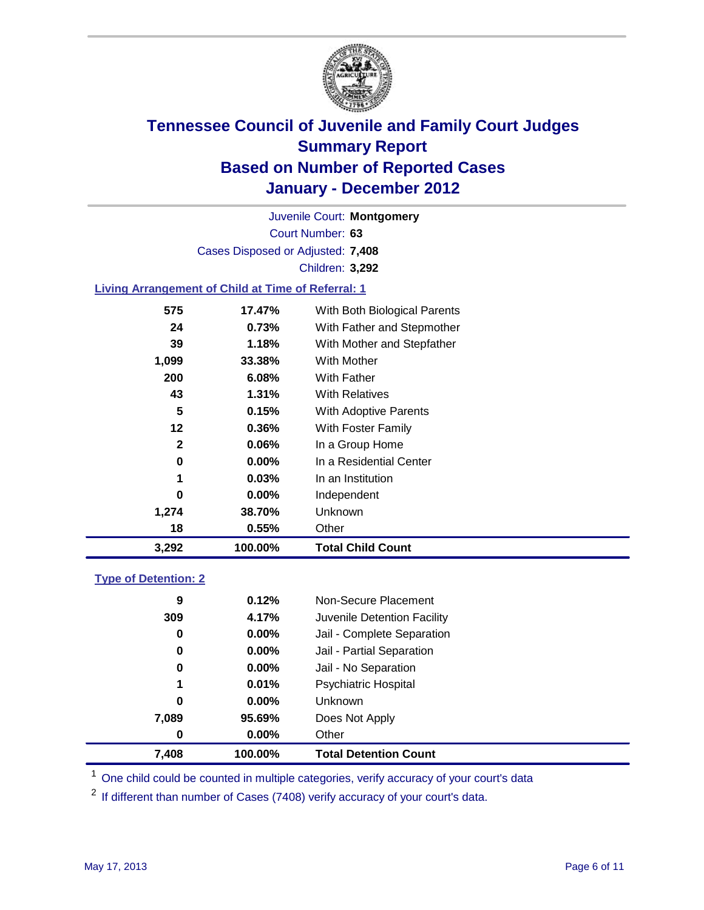# Tennessee Council of Juvenile and Family Court Judges
## Summary Report
## Based on Number of Reported Cases
## January - December 2012

Juvenile Court: **Montgomery**
Court Number: **63**
Cases Disposed or Adjusted: **7,408**
Children: **3,292**

### Living Arrangement of Child at Time of Referral: 1

| | | |
|---|---|---|
| 575 | 17.47% | With Both Biological Parents |
| 24 | 0.73% | With Father and Stepmother |
| 39 | 1.18% | With Mother and Stepfather |
| 1,099 | 33.38% | With Mother |
| 200 | 6.08% | With Father |
| 43 | 1.31% | With Relatives |
| 5 | 0.15% | With Adoptive Parents |
| 12 | 0.36% | With Foster Family |
| 2 | 0.06% | In a Group Home |
| 0 | 0.00% | In a Residential Center |
| 1 | 0.03% | In an Institution |
| 0 | 0.00% | Independent |
| 1,274 | 38.70% | Unknown |
| 18 | 0.55% | Other |
| **3,292** | **100.00%** | **Total Child Count** |

### Type of Detention: 2

| | | |
|---|---|---|
| 9 | 0.12% | Non-Secure Placement |
| 309 | 4.17% | Juvenile Detention Facility |
| 0 | 0.00% | Jail - Complete Separation |
| 0 | 0.00% | Jail - Partial Separation |
| 0 | 0.00% | Jail - No Separation |
| 1 | 0.01% | Psychiatric Hospital |
| 0 | 0.00% | Unknown |
| 7,089 | 95.69% | Does Not Apply |
| 0 | 0.00% | Other |
| **7,408** | **100.00%** | **Total Detention Count** |

[1] One child could be counted in multiple categories, verify accuracy of your court's data

[2] If different than number of Cases (7408) verify accuracy of your court's data.

May 17, 2013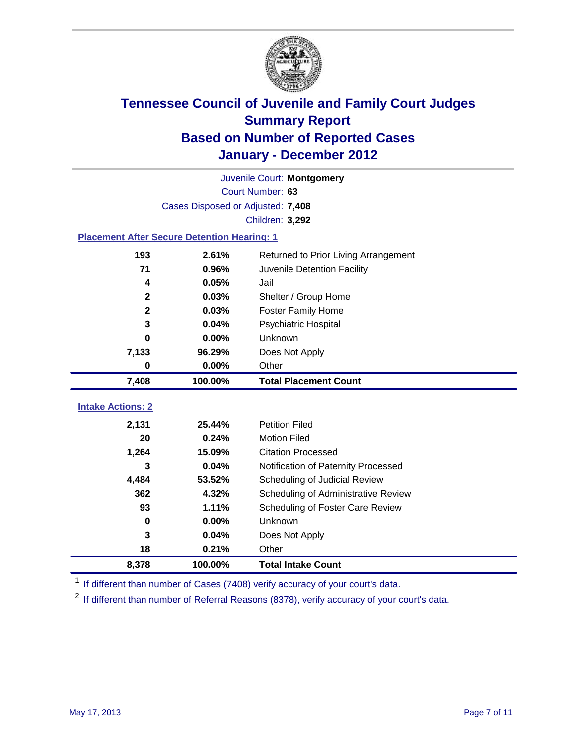# Tennessee Council of Juvenile and Family Court Judges
## Summary Report
## Based on Number of Reported Cases
## January - December 2012

Juvenile Court: **Montgomery**

Court Number: **63**

Cases Disposed or Adjusted: **7,408**

Children: **3,292**

### Placement After Secure Detention Hearing: 1

| | | |
|---|---|---|
| 193 | 2.61% | Returned to Prior Living Arrangement |
| 71 | 0.96% | Juvenile Detention Facility |
| 4 | 0.05% | Jail |
| 2 | 0.03% | Shelter / Group Home |
| 2 | 0.03% | Foster Family Home |
| 3 | 0.04% | Psychiatric Hospital |
| 0 | 0.00% | Unknown |
| 7,133 | 96.29% | Does Not Apply |
| 0 | 0.00% | Other |
| **7,408** | **100.00%** | **Total Placement Count** |

### Intake Actions: 2

| | | |
|---|---|---|
| 2,131 | 25.44% | Petition Filed |
| 20 | 0.24% | Motion Filed |
| 1,264 | 15.09% | Citation Processed |
| 3 | 0.04% | Notification of Paternity Processed |
| 4,484 | 53.52% | Scheduling of Judicial Review |
| 362 | 4.32% | Scheduling of Administrative Review |
| 93 | 1.11% | Scheduling of Foster Care Review |
| 0 | 0.00% | Unknown |
| 3 | 0.04% | Does Not Apply |
| 18 | 0.21% | Other |
| **8,378** | **100.00%** | **Total Intake Count** |

[1] If different than number of Cases (7408) verify accuracy of your court's data.

[2] If different than number of Referral Reasons (8378), verify accuracy of your court's data.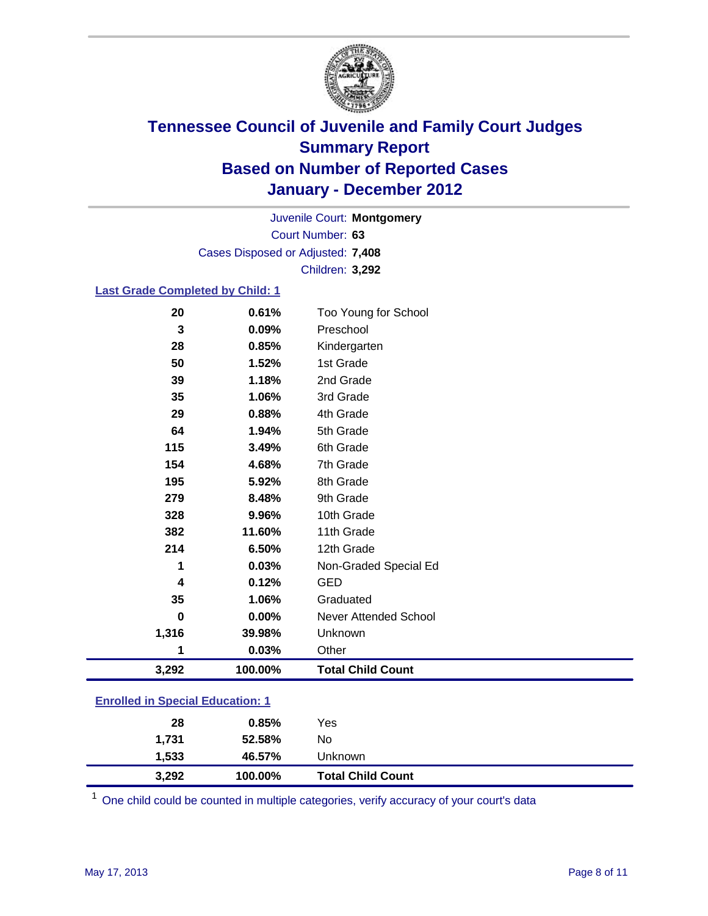# Tennessee Council of Juvenile and Family Court Judges
## Summary Report
## Based on Number of Reported Cases
## January - December 2012

Juvenile Court: **Montgomery**
Court Number: **63**
Cases Disposed or Adjusted: **7,408**
Children: **3,292**

### Last Grade Completed by Child: 1

| | | |
|---|---|---|
| 20 | 0.61% | Too Young for School |
| 3 | 0.09% | Preschool |
| 28 | 0.85% | Kindergarten |
| 50 | 1.52% | 1st Grade |
| 39 | 1.18% | 2nd Grade |
| 35 | 1.06% | 3rd Grade |
| 29 | 0.88% | 4th Grade |
| 64 | 1.94% | 5th Grade |
| 115 | 3.49% | 6th Grade |
| 154 | 4.68% | 7th Grade |
| 195 | 5.92% | 8th Grade |
| 279 | 8.48% | 9th Grade |
| 328 | 9.96% | 10th Grade |
| 382 | 11.60% | 11th Grade |
| 214 | 6.50% | 12th Grade |
| 1 | 0.03% | Non-Graded Special Ed |
| 4 | 0.12% | GED |
| 35 | 1.06% | Graduated |
| 0 | 0.00% | Never Attended School |
| 1,316 | 39.98% | Unknown |
| 1 | 0.03% | Other |
| **3,292** | **100.00%** | **Total Child Count** |

### Enrolled in Special Education: 1

| | | |
|---|---|---|
| 28 | 0.85% | Yes |
| 1,731 | 52.58% | No |
| 1,533 | 46.57% | Unknown |
| **3,292** | **100.00%** | **Total Child Count** |

[1] One child could be counted in multiple categories, verify accuracy of your court's data

May 17, 2013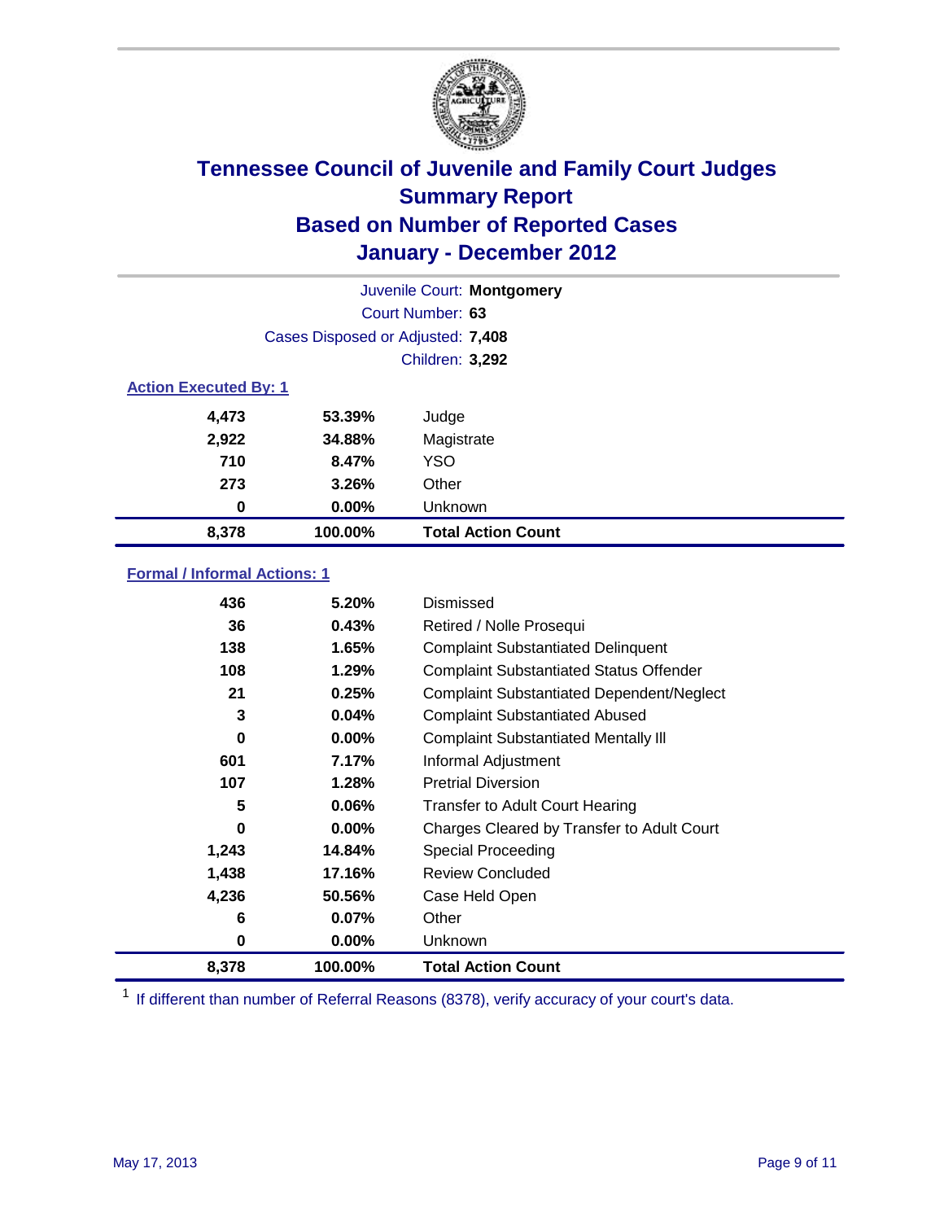# Tennessee Council of Juvenile and Family Court Judges
# Summary Report
# Based on Number of Reported Cases
# January - December 2012

Juvenile Court: **Montgomery**

Court Number: **63**

Cases Disposed or Adjusted: **7,408**

Children: **3,292**

### Action Executed By: 1

| | | |
|---|---|---|
| 4,473 | 53.39% | Judge |
| 2,922 | 34.88% | Magistrate |
| 710 | 8.47% | YSO |
| 273 | 3.26% | Other |
| 0 | 0.00% | Unknown |
| **8,378** | **100.00%** | **Total Action Count** |

### Formal / Informal Actions: 1

| | | |
|---|---|---|
| 436 | 5.20% | Dismissed |
| 36 | 0.43% | Retired / Nolle Prosequi |
| 138 | 1.65% | Complaint Substantiated Delinquent |
| 108 | 1.29% | Complaint Substantiated Status Offender |
| 21 | 0.25% | Complaint Substantiated Dependent/Neglect |
| 3 | 0.04% | Complaint Substantiated Abused |
| 0 | 0.00% | Complaint Substantiated Mentally Ill |
| 601 | 7.17% | Informal Adjustment |
| 107 | 1.28% | Pretrial Diversion |
| 5 | 0.06% | Transfer to Adult Court Hearing |
| 0 | 0.00% | Charges Cleared by Transfer to Adult Court |
| 1,243 | 14.84% | Special Proceeding |
| 1,438 | 17.16% | Review Concluded |
| 4,236 | 50.56% | Case Held Open |
| 6 | 0.07% | Other |
| 0 | 0.00% | Unknown |
| **8,378** | **100.00%** | **Total Action Count** |

[1] If different than number of Referral Reasons (8378), verify accuracy of your court's data.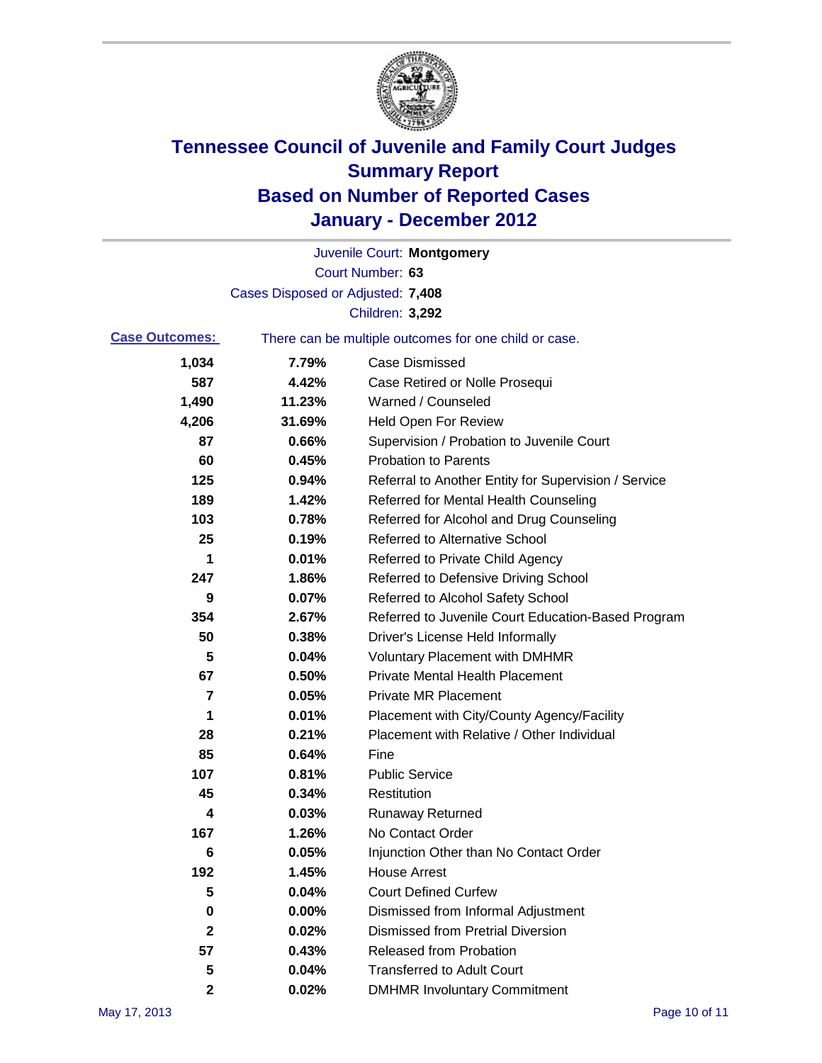# Tennessee Council of Juvenile and Family Court Judges
# Summary Report
# Based on Number of Reported Cases
# January - December 2012

Juvenile Court: **Montgomery**

Court Number: **63**

Cases Disposed or Adjusted: **7,408**

Children: **3,292**

**Case Outcomes:** There can be multiple outcomes for one child or case.

| | | |
|---|---|---|
| 1,034 | 7.79% | Case Dismissed |
| 587 | 4.42% | Case Retired or Nolle Prosequi |
| 1,490 | 11.23% | Warned / Counseled |
| 4,206 | 31.69% | Held Open For Review |
| 87 | 0.66% | Supervision / Probation to Juvenile Court |
| 60 | 0.45% | Probation to Parents |
| 125 | 0.94% | Referral to Another Entity for Supervision / Service |
| 189 | 1.42% | Referred for Mental Health Counseling |
| 103 | 0.78% | Referred for Alcohol and Drug Counseling |
| 25 | 0.19% | Referred to Alternative School |
| 1 | 0.01% | Referred to Private Child Agency |
| 247 | 1.86% | Referred to Defensive Driving School |
| 9 | 0.07% | Referred to Alcohol Safety School |
| 354 | 2.67% | Referred to Juvenile Court Education-Based Program |
| 50 | 0.38% | Driver's License Held Informally |
| 5 | 0.04% | Voluntary Placement with DMHMR |
| 67 | 0.50% | Private Mental Health Placement |
| 7 | 0.05% | Private MR Placement |
| 1 | 0.01% | Placement with City/County Agency/Facility |
| 28 | 0.21% | Placement with Relative / Other Individual |
| 85 | 0.64% | Fine |
| 107 | 0.81% | Public Service |
| 45 | 0.34% | Restitution |
| 4 | 0.03% | Runaway Returned |
| 167 | 1.26% | No Contact Order |
| 6 | 0.05% | Injunction Other than No Contact Order |
| 192 | 1.45% | House Arrest |
| 5 | 0.04% | Court Defined Curfew |
| 0 | 0.00% | Dismissed from Informal Adjustment |
| 2 | 0.02% | Dismissed from Pretrial Diversion |
| 57 | 0.43% | Released from Probation |
| 5 | 0.04% | Transferred to Adult Court |
| 2 | 0.02% | DMHMR Involuntary Commitment |

May 17, 2013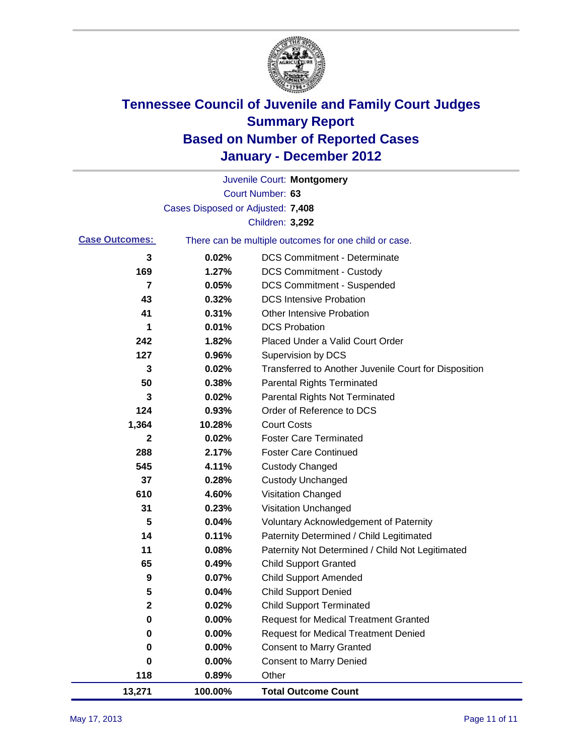# Tennessee Council of Juvenile and Family Court Judges
# Summary Report
# Based on Number of Reported Cases
# January - December 2012

Juvenile Court: **Montgomery**
Court Number: **63**
Cases Disposed or Adjusted: **7,408**
Children: **3,292**

| Case Outcomes: | There can be multiple outcomes for one child or case. | |
|---|---|---|
| 3 | 0.02% | DCS Commitment - Determinate |
| 169 | 1.27% | DCS Commitment - Custody |
| 7 | 0.05% | DCS Commitment - Suspended |
| 43 | 0.32% | DCS Intensive Probation |
| 41 | 0.31% | Other Intensive Probation |
| 1 | 0.01% | DCS Probation |
| 242 | 1.82% | Placed Under a Valid Court Order |
| 127 | 0.96% | Supervision by DCS |
| 3 | 0.02% | Transferred to Another Juvenile Court for Disposition |
| 50 | 0.38% | Parental Rights Terminated |
| 3 | 0.02% | Parental Rights Not Terminated |
| 124 | 0.93% | Order of Reference to DCS |
| 1,364 | 10.28% | Court Costs |
| 2 | 0.02% | Foster Care Terminated |
| 288 | 2.17% | Foster Care Continued |
| 545 | 4.11% | Custody Changed |
| 37 | 0.28% | Custody Unchanged |
| 610 | 4.60% | Visitation Changed |
| 31 | 0.23% | Visitation Unchanged |
| 5 | 0.04% | Voluntary Acknowledgement of Paternity |
| 14 | 0.11% | Paternity Determined / Child Legitimated |
| 11 | 0.08% | Paternity Not Determined / Child Not Legitimated |
| 65 | 0.49% | Child Support Granted |
| 9 | 0.07% | Child Support Amended |
| 5 | 0.04% | Child Support Denied |
| 2 | 0.02% | Child Support Terminated |
| 0 | 0.00% | Request for Medical Treatment Granted |
| 0 | 0.00% | Request for Medical Treatment Denied |
| 0 | 0.00% | Consent to Marry Granted |
| 0 | 0.00% | Consent to Marry Denied |
| 118 | 0.89% | Other |
| **13,271** | **100.00%** | **Total Outcome Count** |